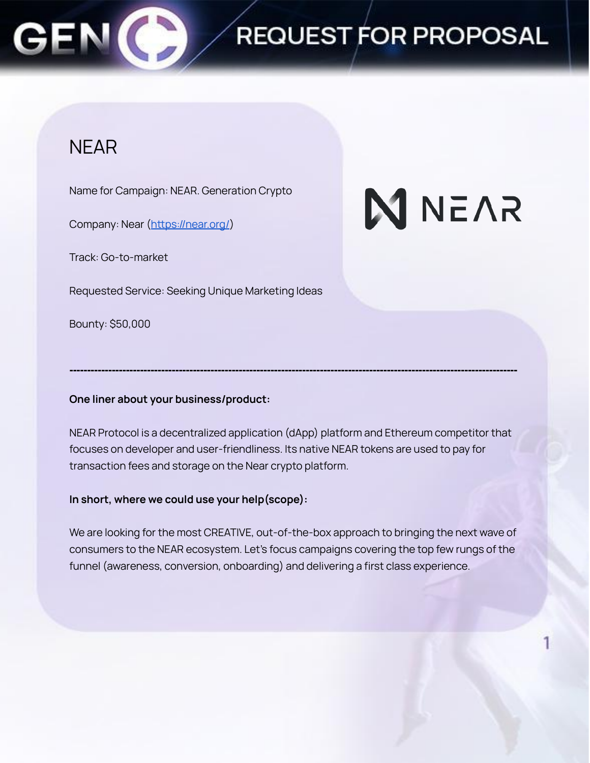# REQUEST FOR PROPOSAL

## NEAR

Name for Campaign: NEAR. Generation Crypto

Company: Near (https://near.org/)

Track: Go-to-market

Requested Service: Seeking Unique Marketing Ideas

Bounty: $50,000

---

**One liner about your business/product:**

NEAR Protocol is a decentralized application (dApp) platform and Ethereum competitor that focuses on developer and user-friendliness. Its native NEAR tokens are used to pay for transaction fees and storage on the Near crypto platform.

**In short, where we could use your help(scope):**

We are looking for the most CREATIVE, out-of-the-box approach to bringing the next wave of consumers to the NEAR ecosystem. Let's focus campaigns covering the top few rungs of the funnel (awareness, conversion, onboarding) and delivering a first class experience.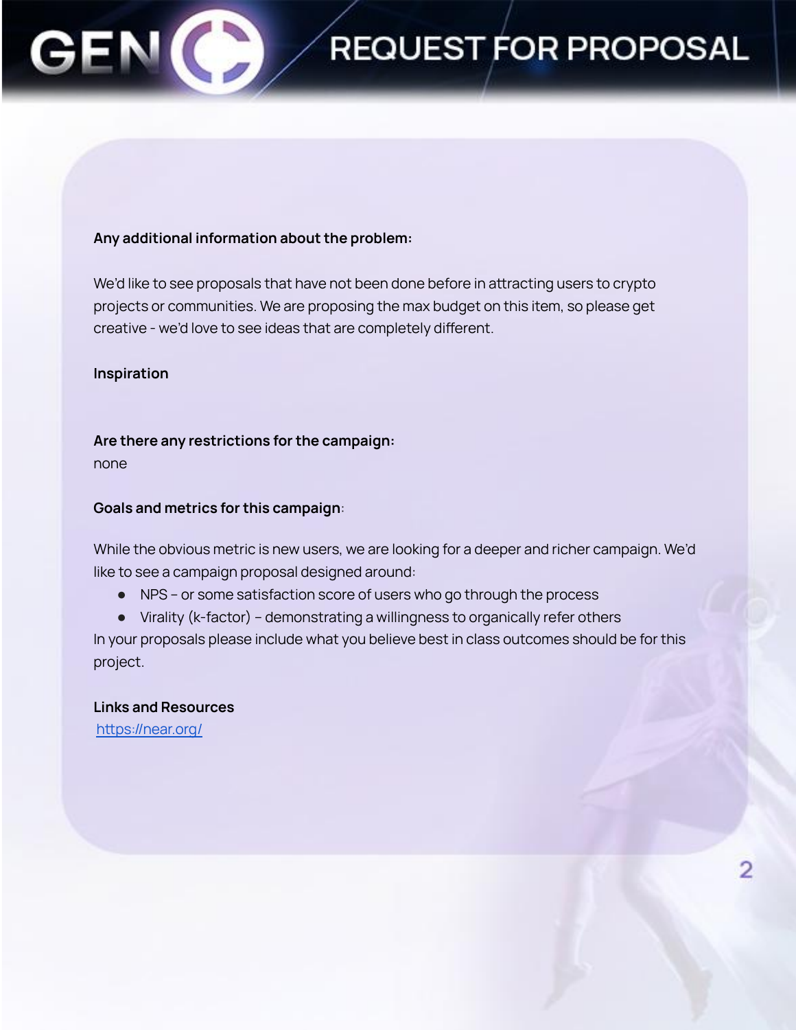**Any additional information about the problem:**

We'd like to see proposals that have not been done before in attracting users to crypto projects or communities. We are proposing the max budget on this item, so please get creative - we'd love to see ideas that are completely different.

**Inspiration**

**Are there any restrictions for the campaign:**
none

**Goals and metrics for this campaign**:

While the obvious metric is new users, we are looking for a deeper and richer campaign. We'd like to see a campaign proposal designed around:

- NPS – or some satisfaction score of users who go through the process
- Virality (k-factor) – demonstrating a willingness to organically refer others

In your proposals please include what you believe best in class outcomes should be for this project.

**Links and Resources**
[https://near.org/](https://near.org/)